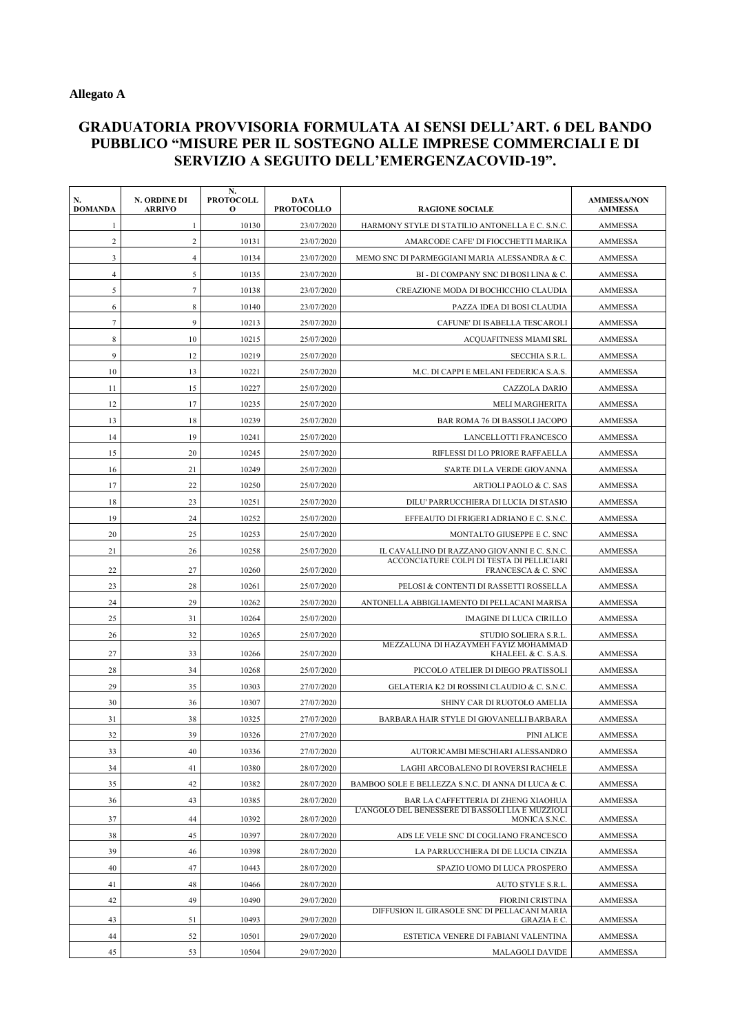**Allegato A**

## GRADUATORIA PROVVISORIA FORMULATA AI SENSI DELL'ART. 6 DEL BANDO PUBBLICO "MISURE PER IL SOSTEGNO ALLE IMPRESE COMMERCIALI E DI SERVIZIO A SEGUITO DELL'EMERGENZACOVID-19".

| N. DOMANDA | N. ORDINE DI ARRIVO | N. PROTOCOLLO | DATA PROTOCOLLO | RAGIONE SOCIALE | AMMESSA/NON AMMESSA |
|---|---|---|---|---|---|
| 1 | 1 | 10130 | 23/07/2020 | HARMONY STYLE DI STATILIO ANTONELLA E C. S.N.C. | AMMESSA |
| 2 | 2 | 10131 | 23/07/2020 | AMARCODE CAFE' DI FIOCCHETTI MARIKA | AMMESSA |
| 3 | 4 | 10134 | 23/07/2020 | MEMO SNC DI PARMEGGIANI MARIA ALESSANDRA & C. | AMMESSA |
| 4 | 5 | 10135 | 23/07/2020 | BI - DI COMPANY SNC DI BOSI LINA & C. | AMMESSA |
| 5 | 7 | 10138 | 23/07/2020 | CREAZIONE MODA DI BOCHICCHIO CLAUDIA | AMMESSA |
| 6 | 8 | 10140 | 23/07/2020 | PAZZA IDEA DI BOSI CLAUDIA | AMMESSA |
| 7 | 9 | 10213 | 25/07/2020 | CAFUNE' DI ISABELLA TESCAROLI | AMMESSA |
| 8 | 10 | 10215 | 25/07/2020 | ACQUAFITNESS MIAMI SRL | AMMESSA |
| 9 | 12 | 10219 | 25/07/2020 | SECCHIA S.R.L. | AMMESSA |
| 10 | 13 | 10221 | 25/07/2020 | M.C. DI CAPPI E MELANI FEDERICA S.A.S. | AMMESSA |
| 11 | 15 | 10227 | 25/07/2020 | CAZZOLA DARIO | AMMESSA |
| 12 | 17 | 10235 | 25/07/2020 | MELI MARGHERITA | AMMESSA |
| 13 | 18 | 10239 | 25/07/2020 | BAR ROMA 76 DI BASSOLI JACOPO | AMMESSA |
| 14 | 19 | 10241 | 25/07/2020 | LANCELLOTTI FRANCESCO | AMMESSA |
| 15 | 20 | 10245 | 25/07/2020 | RIFLESSI DI LO PRIORE RAFFAELLA | AMMESSA |
| 16 | 21 | 10249 | 25/07/2020 | S'ARTE DI LA VERDE GIOVANNA | AMMESSA |
| 17 | 22 | 10250 | 25/07/2020 | ARTIOLI PAOLO & C. SAS | AMMESSA |
| 18 | 23 | 10251 | 25/07/2020 | DILU' PARRUCCHIERA DI LUCIA DI STASIO | AMMESSA |
| 19 | 24 | 10252 | 25/07/2020 | EFFEAUTO DI FRIGERI ADRIANO E C. S.N.C. | AMMESSA |
| 20 | 25 | 10253 | 25/07/2020 | MONTALTO GIUSEPPE E C. SNC | AMMESSA |
| 21 | 26 | 10258 | 25/07/2020 | IL CAVALLINO DI RAZZANO GIOVANNI E C. S.N.C. | AMMESSA |
| 22 | 27 | 10260 | 25/07/2020 | ACCONCIATURE COLPI DI TESTA DI PELLICIARI FRANCESCA & C. SNC | AMMESSA |
| 23 | 28 | 10261 | 25/07/2020 | PELOSI & CONTENTI DI RASSETTI ROSSELLA | AMMESSA |
| 24 | 29 | 10262 | 25/07/2020 | ANTONELLA ABBIGLIAMENTO DI PELLACANI MARISA | AMMESSA |
| 25 | 31 | 10264 | 25/07/2020 | IMAGINE DI LUCA CIRILLO | AMMESSA |
| 26 | 32 | 10265 | 25/07/2020 | STUDIO SOLIERA S.R.L. | AMMESSA |
| 27 | 33 | 10266 | 25/07/2020 | MEZZALUNA DI HAZAYMEH FAYIZ MOHAMMAD KHALEEL & C. S.A.S. | AMMESSA |
| 28 | 34 | 10268 | 25/07/2020 | PICCOLO ATELIER DI DIEGO PRATISSOLI | AMMESSA |
| 29 | 35 | 10303 | 27/07/2020 | GELATERIA K2 DI ROSSINI CLAUDIO & C. S.N.C. | AMMESSA |
| 30 | 36 | 10307 | 27/07/2020 | SHINY CAR DI RUOTOLO AMELIA | AMMESSA |
| 31 | 38 | 10325 | 27/07/2020 | BARBARA HAIR STYLE DI GIOVANELLI BARBARA | AMMESSA |
| 32 | 39 | 10326 | 27/07/2020 | PINI ALICE | AMMESSA |
| 33 | 40 | 10336 | 27/07/2020 | AUTORICAMBI MESCHIARI ALESSANDRO | AMMESSA |
| 34 | 41 | 10380 | 28/07/2020 | LAGHI ARCOBALENO DI ROVERSI RACHELE | AMMESSA |
| 35 | 42 | 10382 | 28/07/2020 | BAMBOO SOLE E BELLEZZA S.N.C. DI ANNA DI LUCA & C. | AMMESSA |
| 36 | 43 | 10385 | 28/07/2020 | BAR LA CAFFETTERIA DI ZHENG XIAOHUA | AMMESSA |
| 37 | 44 | 10392 | 28/07/2020 | L'ANGOLO DEL BENESSERE DI BASSOLI LIA E MUZZIOLI MONICA S.N.C. | AMMESSA |
| 38 | 45 | 10397 | 28/07/2020 | ADS LE VELE SNC DI COGLIANO FRANCESCO | AMMESSA |
| 39 | 46 | 10398 | 28/07/2020 | LA PARRUCCHIERA DI DE LUCIA CINZIA | AMMESSA |
| 40 | 47 | 10443 | 28/07/2020 | SPAZIO UOMO DI LUCA PROSPERO | AMMESSA |
| 41 | 48 | 10466 | 28/07/2020 | AUTO STYLE S.R.L. | AMMESSA |
| 42 | 49 | 10490 | 29/07/2020 | FIORINI CRISTINA | AMMESSA |
| 43 | 51 | 10493 | 29/07/2020 | DIFFUSION IL GIRASOLE SNC DI PELLACANI MARIA GRAZIA E C. | AMMESSA |
| 44 | 52 | 10501 | 29/07/2020 | ESTETICA VENERE DI FABIANI VALENTINA | AMMESSA |
| 45 | 53 | 10504 | 29/07/2020 | MALAGOLI DAVIDE | AMMESSA |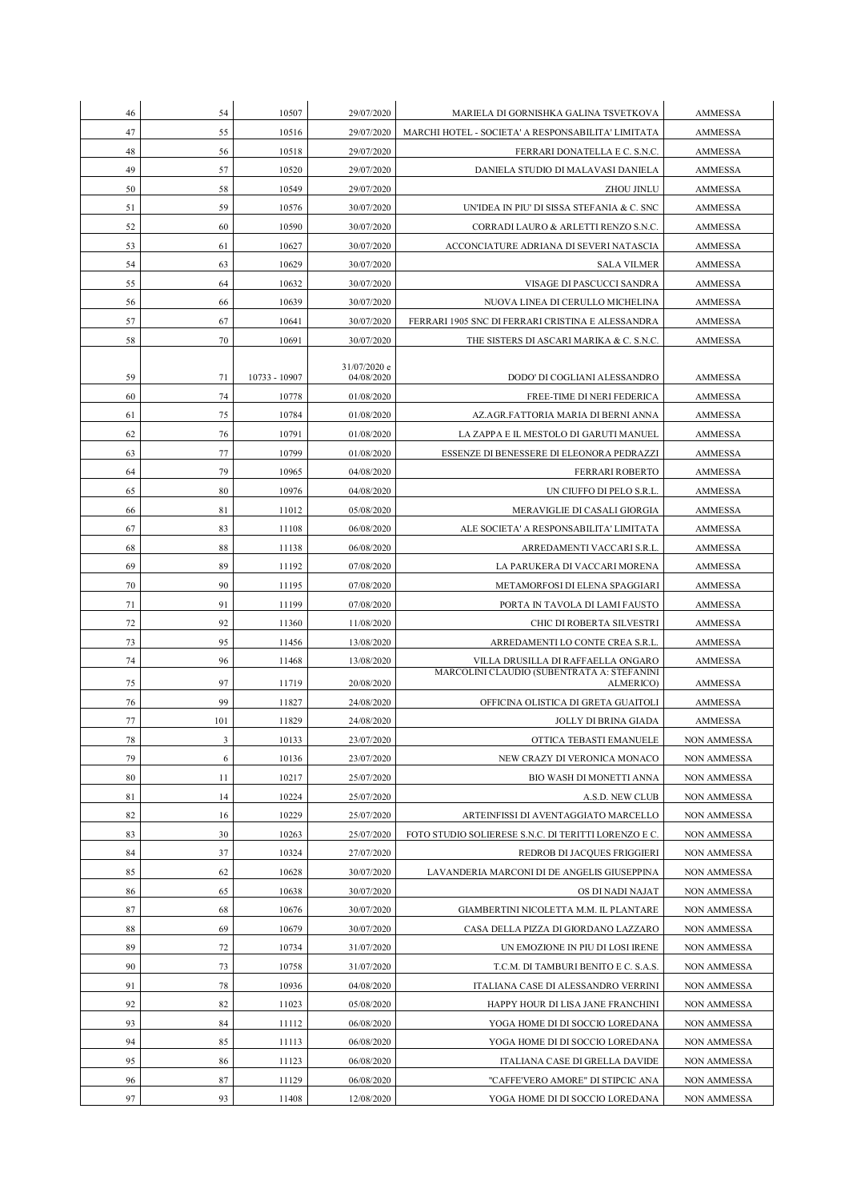| | | | | | |
|---|---|---|---|---|---|
| 46 | 54 | 10507 | 29/07/2020 | MARIELA DI GORNISHKA GALINA TSVETKOVA | AMMESSA |
| 47 | 55 | 10516 | 29/07/2020 | MARCHI HOTEL - SOCIETA' A RESPONSABILITA' LIMITATA | AMMESSA |
| 48 | 56 | 10518 | 29/07/2020 | FERRARI DONATELLA E C. S.N.C. | AMMESSA |
| 49 | 57 | 10520 | 29/07/2020 | DANIELA STUDIO DI MALAVASI DANIELA | AMMESSA |
| 50 | 58 | 10549 | 29/07/2020 | ZHOU JINLU | AMMESSA |
| 51 | 59 | 10576 | 30/07/2020 | UN'IDEA IN PIU' DI SISSA STEFANIA & C. SNC | AMMESSA |
| 52 | 60 | 10590 | 30/07/2020 | CORRADI LAURO & ARLETTI RENZO S.N.C. | AMMESSA |
| 53 | 61 | 10627 | 30/07/2020 | ACCONCIATURE ADRIANA DI SEVERI NATASCIA | AMMESSA |
| 54 | 63 | 10629 | 30/07/2020 | SALA VILMER | AMMESSA |
| 55 | 64 | 10632 | 30/07/2020 | VISAGE DI PASCUCCI SANDRA | AMMESSA |
| 56 | 66 | 10639 | 30/07/2020 | NUOVA LINEA DI CERULLO MICHELINA | AMMESSA |
| 57 | 67 | 10641 | 30/07/2020 | FERRARI 1905 SNC DI FERRARI CRISTINA E ALESSANDRA | AMMESSA |
| 58 | 70 | 10691 | 30/07/2020 | THE SISTERS DI ASCARI MARIKA & C. S.N.C. | AMMESSA |
| 59 | 71 | 10733 - 10907 | 31/07/2020 e 04/08/2020 | DODO' DI COGLIANI ALESSANDRO | AMMESSA |
| 60 | 74 | 10778 | 01/08/2020 | FREE-TIME DI NERI FEDERICA | AMMESSA |
| 61 | 75 | 10784 | 01/08/2020 | AZ.AGR.FATTORIA MARIA DI BERNI ANNA | AMMESSA |
| 62 | 76 | 10791 | 01/08/2020 | LA ZAPPA E IL MESTOLO DI GARUTI MANUEL | AMMESSA |
| 63 | 77 | 10799 | 01/08/2020 | ESSENZE DI BENESSERE DI ELEONORA PEDRAZZI | AMMESSA |
| 64 | 79 | 10965 | 04/08/2020 | FERRARI ROBERTO | AMMESSA |
| 65 | 80 | 10976 | 04/08/2020 | UN CIUFFO DI PELO S.R.L. | AMMESSA |
| 66 | 81 | 11012 | 05/08/2020 | MERAVIGLIE DI CASALI GIORGIA | AMMESSA |
| 67 | 83 | 11108 | 06/08/2020 | ALE SOCIETA' A RESPONSABILITA' LIMITATA | AMMESSA |
| 68 | 88 | 11138 | 06/08/2020 | ARREDAMENTI VACCARI S.R.L. | AMMESSA |
| 69 | 89 | 11192 | 07/08/2020 | LA PARUKERA DI VACCARI MORENA | AMMESSA |
| 70 | 90 | 11195 | 07/08/2020 | METAMORFOSI DI ELENA SPAGGIARI | AMMESSA |
| 71 | 91 | 11199 | 07/08/2020 | PORTA IN TAVOLA DI LAMI FAUSTO | AMMESSA |
| 72 | 92 | 11360 | 11/08/2020 | CHIC DI ROBERTA SILVESTRI | AMMESSA |
| 73 | 95 | 11456 | 13/08/2020 | ARREDAMENTI LO CONTE CREA S.R.L. | AMMESSA |
| 74 | 96 | 11468 | 13/08/2020 | VILLA DRUSILLA DI RAFFAELLA ONGARO | AMMESSA |
| 75 | 97 | 11719 | 20/08/2020 | MARCOLINI CLAUDIO (SUBENTRATA A: STEFANINI ALMERICO) | AMMESSA |
| 76 | 99 | 11827 | 24/08/2020 | OFFICINA OLISTICA DI GRETA GUAITOLI | AMMESSA |
| 77 | 101 | 11829 | 24/08/2020 | JOLLY DI BRINA GIADA | AMMESSA |
| 78 | 3 | 10133 | 23/07/2020 | OTTICA TEBASTI EMANUELE | NON AMMESSA |
| 79 | 6 | 10136 | 23/07/2020 | NEW CRAZY DI VERONICA MONACO | NON AMMESSA |
| 80 | 11 | 10217 | 25/07/2020 | BIO WASH DI MONETTI ANNA | NON AMMESSA |
| 81 | 14 | 10224 | 25/07/2020 | A.S.D. NEW CLUB | NON AMMESSA |
| 82 | 16 | 10229 | 25/07/2020 | ARTEINFISSI DI AVENTAGGIATO MARCELLO | NON AMMESSA |
| 83 | 30 | 10263 | 25/07/2020 | FOTO STUDIO SOLIERESE S.N.C. DI TERITTI LORENZO E C. | NON AMMESSA |
| 84 | 37 | 10324 | 27/07/2020 | REDROB DI JACQUES FRIGGIERI | NON AMMESSA |
| 85 | 62 | 10628 | 30/07/2020 | LAVANDERIA MARCONI DI DE ANGELIS GIUSEPPINA | NON AMMESSA |
| 86 | 65 | 10638 | 30/07/2020 | OS DI NADI NAJAT | NON AMMESSA |
| 87 | 68 | 10676 | 30/07/2020 | GIAMBERTINI NICOLETTA M.M. IL PLANTARE | NON AMMESSA |
| 88 | 69 | 10679 | 30/07/2020 | CASA DELLA PIZZA DI GIORDANO LAZZARO | NON AMMESSA |
| 89 | 72 | 10734 | 31/07/2020 | UN EMOZIONE IN PIU DI LOSI IRENE | NON AMMESSA |
| 90 | 73 | 10758 | 31/07/2020 | T.C.M. DI TAMBURI BENITO E C. S.A.S. | NON AMMESSA |
| 91 | 78 | 10936 | 04/08/2020 | ITALIANA CASE DI ALESSANDRO VERRINI | NON AMMESSA |
| 92 | 82 | 11023 | 05/08/2020 | HAPPY HOUR DI LISA JANE FRANCHINI | NON AMMESSA |
| 93 | 84 | 11112 | 06/08/2020 | YOGA HOME DI DI SOCCIO LOREDANA | NON AMMESSA |
| 94 | 85 | 11113 | 06/08/2020 | YOGA HOME DI DI SOCCIO LOREDANA | NON AMMESSA |
| 95 | 86 | 11123 | 06/08/2020 | ITALIANA CASE DI GRELLA DAVIDE | NON AMMESSA |
| 96 | 87 | 11129 | 06/08/2020 | "CAFFE'VERO AMORE" DI STIPCIC ANA | NON AMMESSA |
| 97 | 93 | 11408 | 12/08/2020 | YOGA HOME DI DI SOCCIO LOREDANA | NON AMMESSA |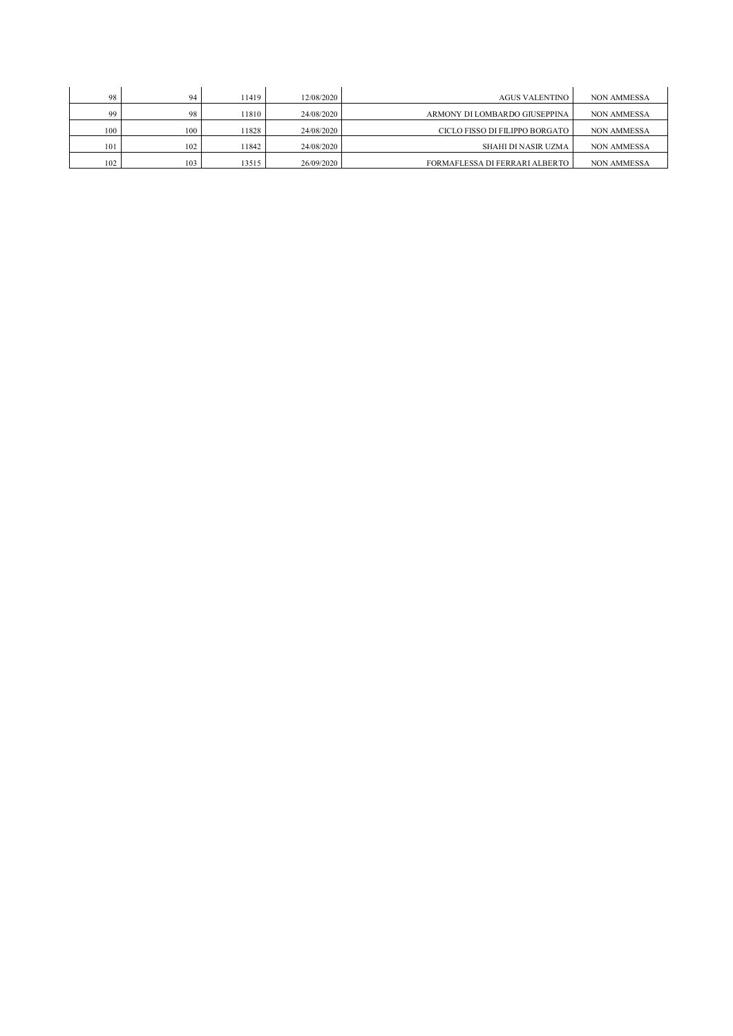| | | | | | |
|---|---|---|---|---|---|
| 98 | 94 | 11419 | 12/08/2020 | AGUS VALENTINO | NON AMMESSA |
| 99 | 98 | 11810 | 24/08/2020 | ARMONY DI LOMBARDO GIUSEPPINA | NON AMMESSA |
| 100 | 100 | 11828 | 24/08/2020 | CICLO FISSO DI FILIPPO BORGATO | NON AMMESSA |
| 101 | 102 | 11842 | 24/08/2020 | SHAHI DI NASIR UZMA | NON AMMESSA |
| 102 | 103 | 13515 | 26/09/2020 | FORMAFLESSA DI FERRARI ALBERTO | NON AMMESSA |